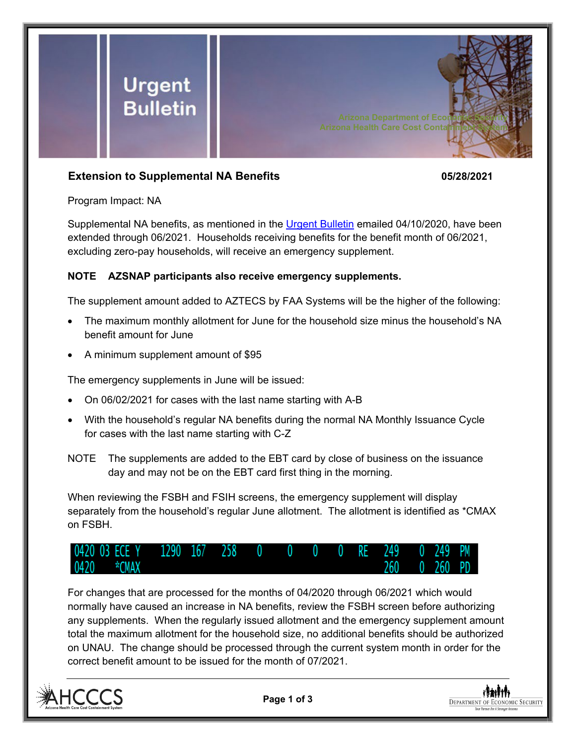# Urgent Bulletin

Arizona Department of Economic Security
Arizona Health Care Cost Containment System

## Extension to Supplemental NA Benefits

**05/28/2021**

Program Impact: NA

Supplemental NA benefits, as mentioned in the Urgent Bulletin emailed 04/10/2020, have been extended through 06/2021. Households receiving benefits for the benefit month of 06/2021, excluding zero-pay households, will receive an emergency supplement.

**NOTE AZSNAP participants also receive emergency supplements.**

The supplement amount added to AZTECS by FAA Systems will be the higher of the following:

- The maximum monthly allotment for June for the household size minus the household's NA benefit amount for June
- A minimum supplement amount of $95

The emergency supplements in June will be issued:

- On 06/02/2021 for cases with the last name starting with A-B
- With the household's regular NA benefits during the normal NA Monthly Issuance Cycle for cases with the last name starting with C-Z

NOTE The supplements are added to the EBT card by close of business on the issuance day and may not be on the EBT card first thing in the morning.

When reviewing the FSBH and FSIH screens, the emergency supplement will display separately from the household's regular June allotment. The allotment is identified as *CMAX on FSBH.

```
0420 03 ECE Y   1290  167   258   0    0    0    0   RE   249    0  249  PM
0420    *CMAX                                            260    0  260  PD
```

For changes that are processed for the months of 04/2020 through 06/2021 which would normally have caused an increase in NA benefits, review the FSBH screen before authorizing any supplements. When the regularly issued allotment and the emergency supplement amount total the maximum allotment for the household size, no additional benefits should be authorized on UNAU. The change should be processed through the current system month in order for the correct benefit amount to be issued for the month of 07/2021.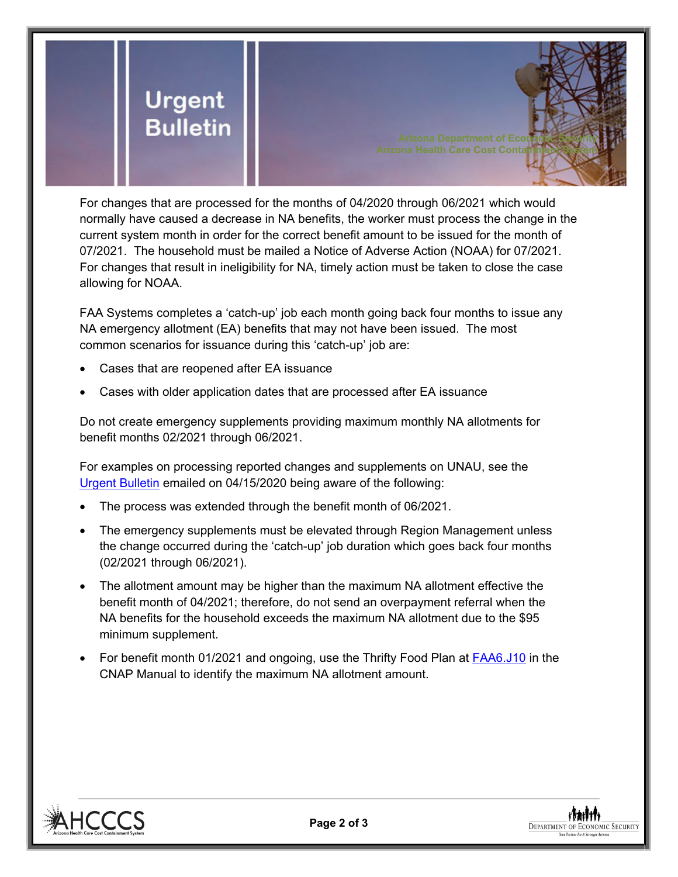For changes that are processed for the months of 04/2020 through 06/2021 which would normally have caused a decrease in NA benefits, the worker must process the change in the current system month in order for the correct benefit amount to be issued for the month of 07/2021. The household must be mailed a Notice of Adverse Action (NOAA) for 07/2021. For changes that result in ineligibility for NA, timely action must be taken to close the case allowing for NOAA.

FAA Systems completes a 'catch-up' job each month going back four months to issue any NA emergency allotment (EA) benefits that may not have been issued. The most common scenarios for issuance during this 'catch-up' job are:

- Cases that are reopened after EA issuance
- Cases with older application dates that are processed after EA issuance

Do not create emergency supplements providing maximum monthly NA allotments for benefit months 02/2021 through 06/2021.

For examples on processing reported changes and supplements on UNAU, see the Urgent Bulletin emailed on 04/15/2020 being aware of the following:

- The process was extended through the benefit month of 06/2021.
- The emergency supplements must be elevated through Region Management unless the change occurred during the 'catch-up' job duration which goes back four months (02/2021 through 06/2021).
- The allotment amount may be higher than the maximum NA allotment effective the benefit month of 04/2021; therefore, do not send an overpayment referral when the NA benefits for the household exceeds the maximum NA allotment due to the $95 minimum supplement.
- For benefit month 01/2021 and ongoing, use the Thrifty Food Plan at FAA6.J10 in the CNAP Manual to identify the maximum NA allotment amount.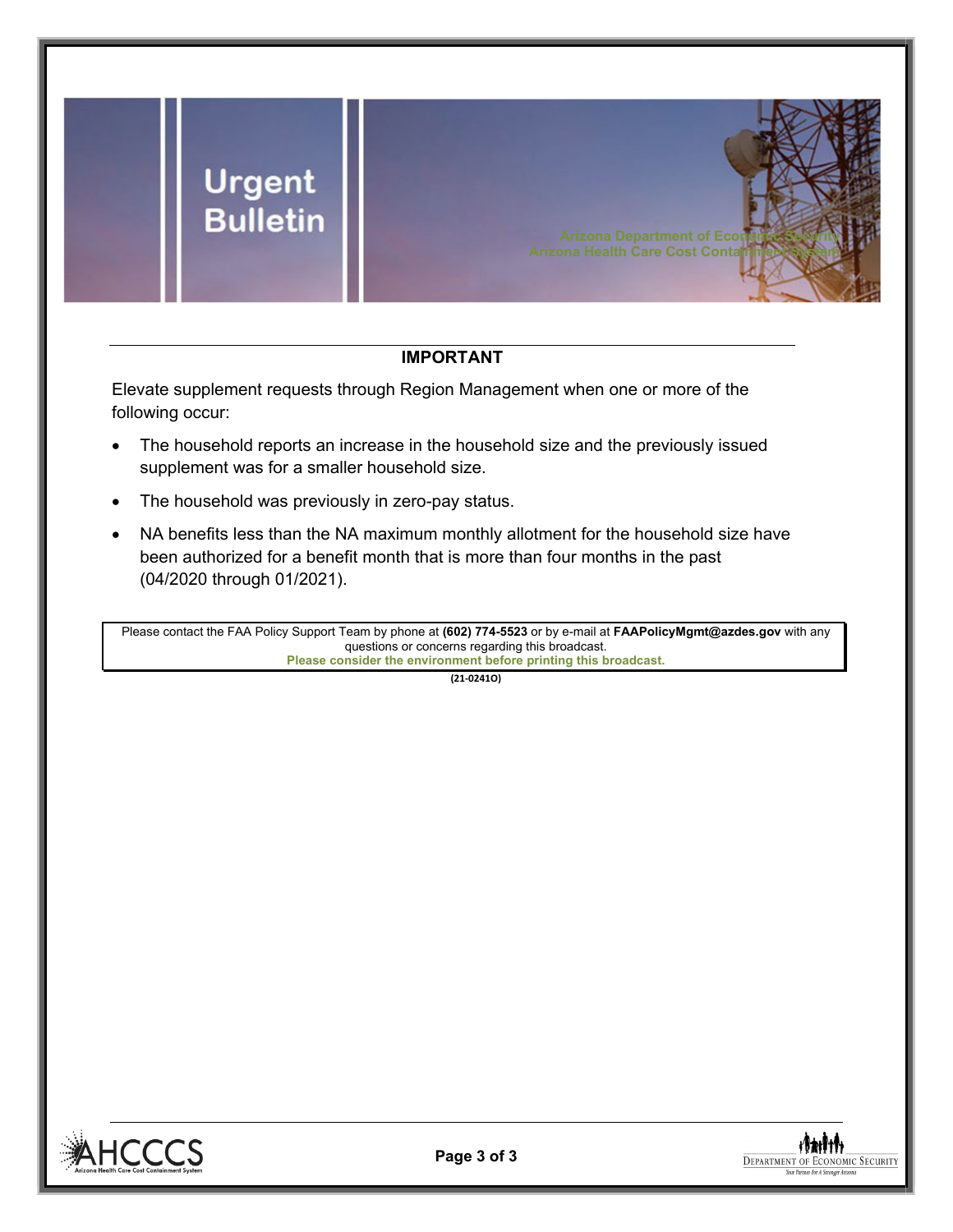**IMPORTANT**

Elevate supplement requests through Region Management when one or more of the following occur:

- The household reports an increase in the household size and the previously issued supplement was for a smaller household size.
- The household was previously in zero-pay status.
- NA benefits less than the NA maximum monthly allotment for the household size have been authorized for a benefit month that is more than four months in the past (04/2020 through 01/2021).

Please contact the FAA Policy Support Team by phone at **(602) 774-5523** or by e-mail at **FAAPolicyMgmt@azdes.gov** with any questions or concerns regarding this broadcast.

**Please consider the environment before printing this broadcast.**

**(21-0241O)**